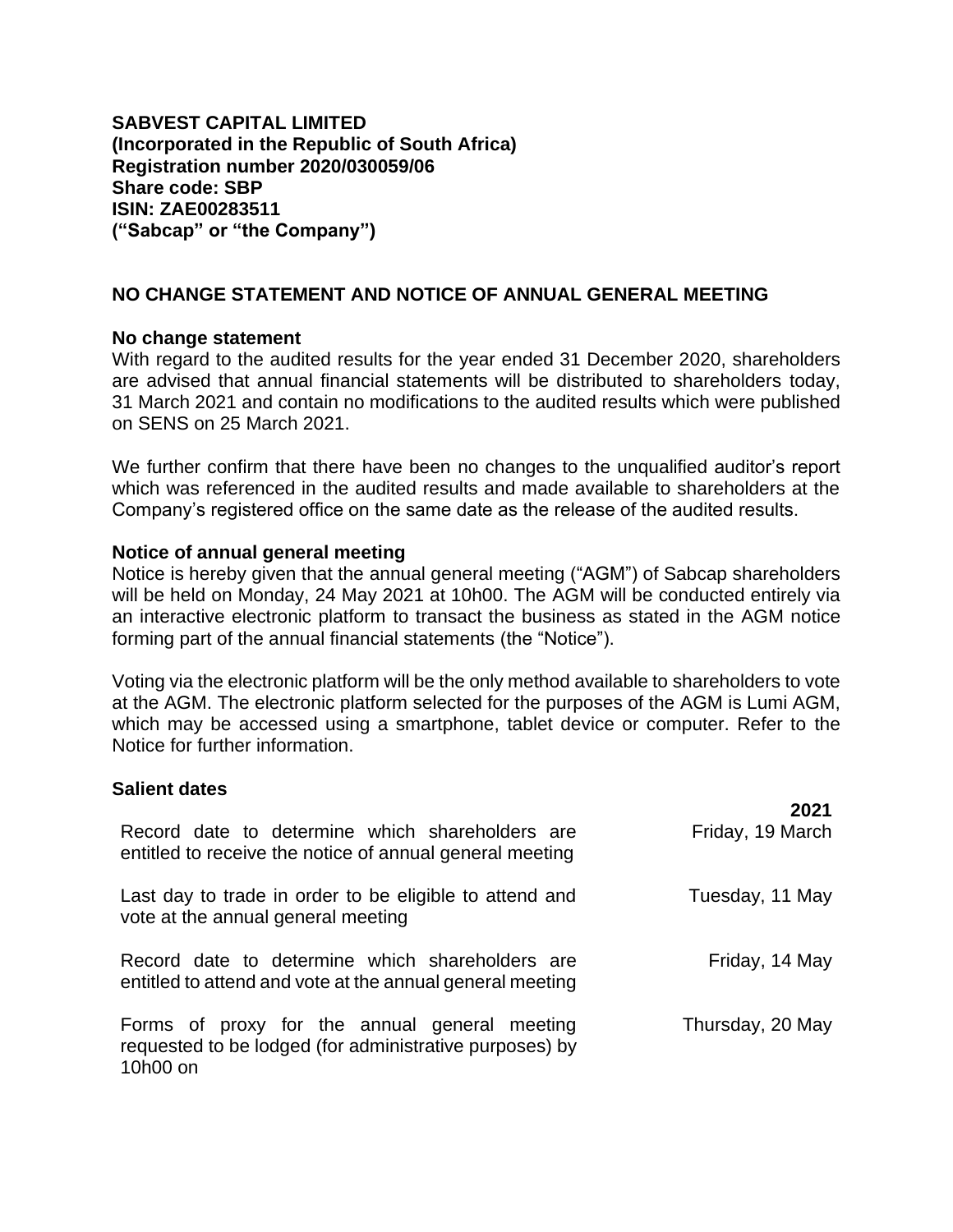**SABVEST CAPITAL LIMITED**
**(Incorporated in the Republic of South Africa)**
**Registration number 2020/030059/06**
**Share code: SBP**
**ISIN: ZAE00283511**
**("Sabcap" or "the Company")**

## NO CHANGE STATEMENT AND NOTICE OF ANNUAL GENERAL MEETING

### No change statement

With regard to the audited results for the year ended 31 December 2020, shareholders are advised that annual financial statements will be distributed to shareholders today, 31 March 2021 and contain no modifications to the audited results which were published on SENS on 25 March 2021.

We further confirm that there have been no changes to the unqualified auditor's report which was referenced in the audited results and made available to shareholders at the Company's registered office on the same date as the release of the audited results.

### Notice of annual general meeting

Notice is hereby given that the annual general meeting ("AGM") of Sabcap shareholders will be held on Monday, 24 May 2021 at 10h00. The AGM will be conducted entirely via an interactive electronic platform to transact the business as stated in the AGM notice forming part of the annual financial statements (the "Notice").

Voting via the electronic platform will be the only method available to shareholders to vote at the AGM. The electronic platform selected for the purposes of the AGM is Lumi AGM, which may be accessed using a smartphone, tablet device or computer. Refer to the Notice for further information.

### Salient dates

| | **2021** |
|---|---|
| Record date to determine which shareholders are entitled to receive the notice of annual general meeting | Friday, 19 March |
| Last day to trade in order to be eligible to attend and vote at the annual general meeting | Tuesday, 11 May |
| Record date to determine which shareholders are entitled to attend and vote at the annual general meeting | Friday, 14 May |
| Forms of proxy for the annual general meeting requested to be lodged (for administrative purposes) by 10h00 on | Thursday, 20 May |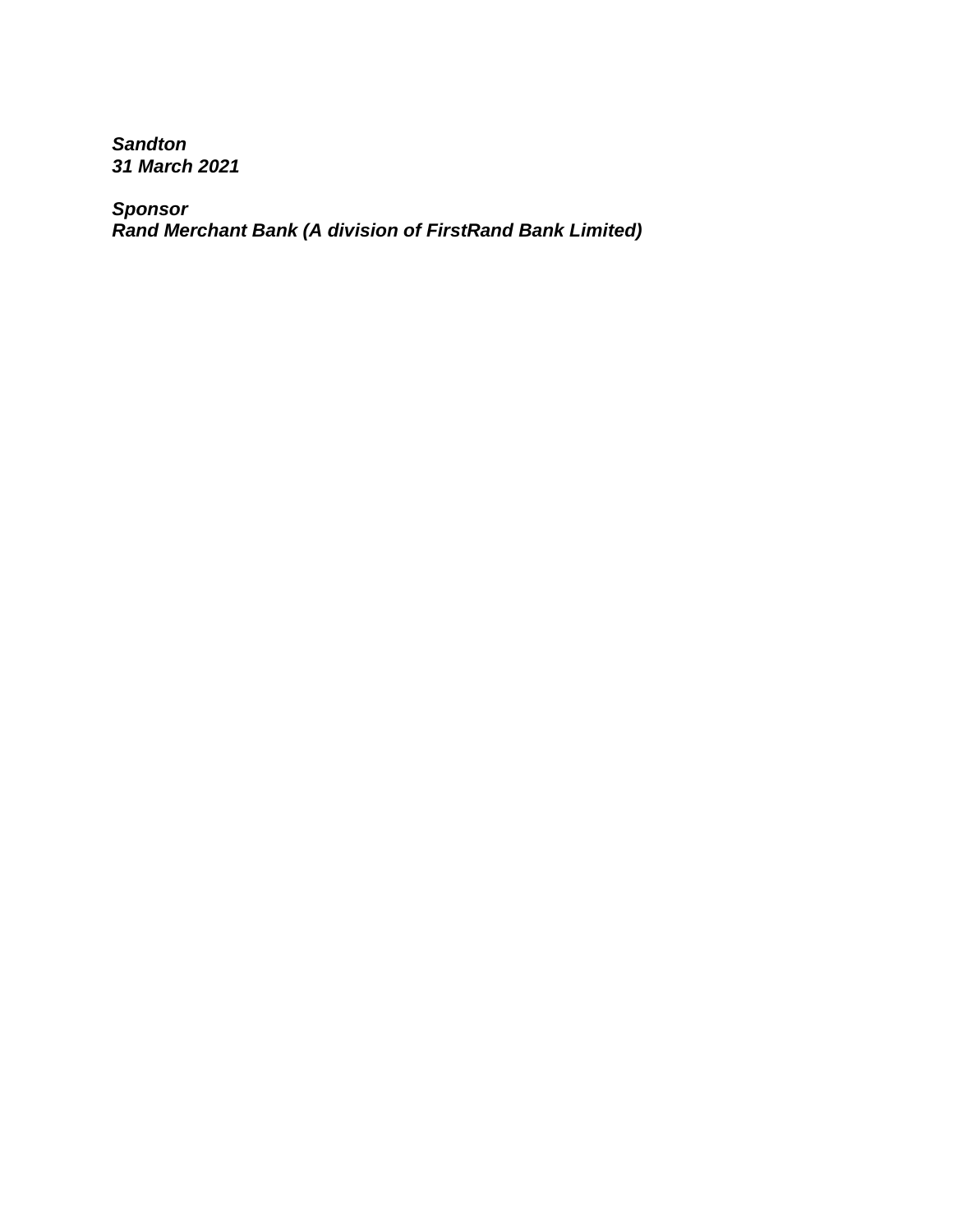***Sandton***
***31 March 2021***

***Sponsor***
***Rand Merchant Bank (A division of FirstRand Bank Limited)***